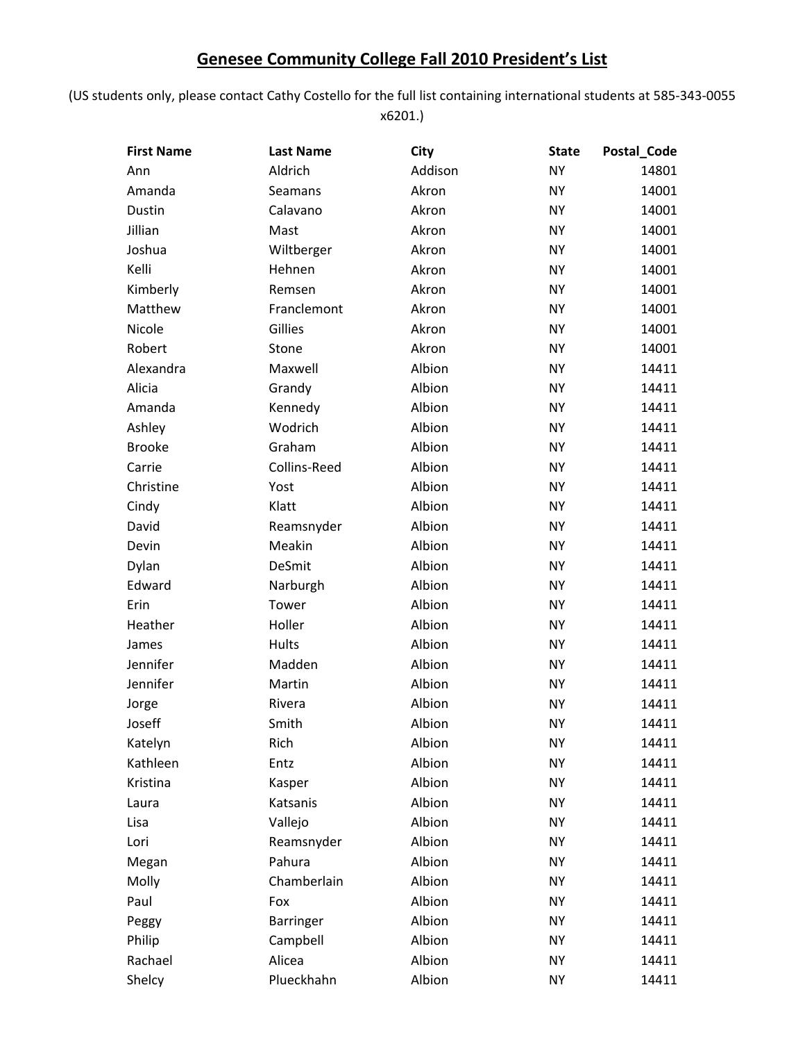# Genesee Community College Fall 2010 President's List

(US students only, please contact Cathy Costello for the full list containing international students at 585-343-0055 x6201.)

| First Name | Last Name | City | State | Postal_Code |
|---|---|---|---|---|
| Ann | Aldrich | Addison | NY | 14801 |
| Amanda | Seamans | Akron | NY | 14001 |
| Dustin | Calavano | Akron | NY | 14001 |
| Jillian | Mast | Akron | NY | 14001 |
| Joshua | Wiltberger | Akron | NY | 14001 |
| Kelli | Hehnen | Akron | NY | 14001 |
| Kimberly | Remsen | Akron | NY | 14001 |
| Matthew | Franclemont | Akron | NY | 14001 |
| Nicole | Gillies | Akron | NY | 14001 |
| Robert | Stone | Akron | NY | 14001 |
| Alexandra | Maxwell | Albion | NY | 14411 |
| Alicia | Grandy | Albion | NY | 14411 |
| Amanda | Kennedy | Albion | NY | 14411 |
| Ashley | Wodrich | Albion | NY | 14411 |
| Brooke | Graham | Albion | NY | 14411 |
| Carrie | Collins-Reed | Albion | NY | 14411 |
| Christine | Yost | Albion | NY | 14411 |
| Cindy | Klatt | Albion | NY | 14411 |
| David | Reamsnyder | Albion | NY | 14411 |
| Devin | Meakin | Albion | NY | 14411 |
| Dylan | DeSmit | Albion | NY | 14411 |
| Edward | Narburgh | Albion | NY | 14411 |
| Erin | Tower | Albion | NY | 14411 |
| Heather | Holler | Albion | NY | 14411 |
| James | Hults | Albion | NY | 14411 |
| Jennifer | Madden | Albion | NY | 14411 |
| Jennifer | Martin | Albion | NY | 14411 |
| Jorge | Rivera | Albion | NY | 14411 |
| Joseff | Smith | Albion | NY | 14411 |
| Katelyn | Rich | Albion | NY | 14411 |
| Kathleen | Entz | Albion | NY | 14411 |
| Kristina | Kasper | Albion | NY | 14411 |
| Laura | Katsanis | Albion | NY | 14411 |
| Lisa | Vallejo | Albion | NY | 14411 |
| Lori | Reamsnyder | Albion | NY | 14411 |
| Megan | Pahura | Albion | NY | 14411 |
| Molly | Chamberlain | Albion | NY | 14411 |
| Paul | Fox | Albion | NY | 14411 |
| Peggy | Barringer | Albion | NY | 14411 |
| Philip | Campbell | Albion | NY | 14411 |
| Rachael | Alicea | Albion | NY | 14411 |
| Shelcy | Plueckhahn | Albion | NY | 14411 |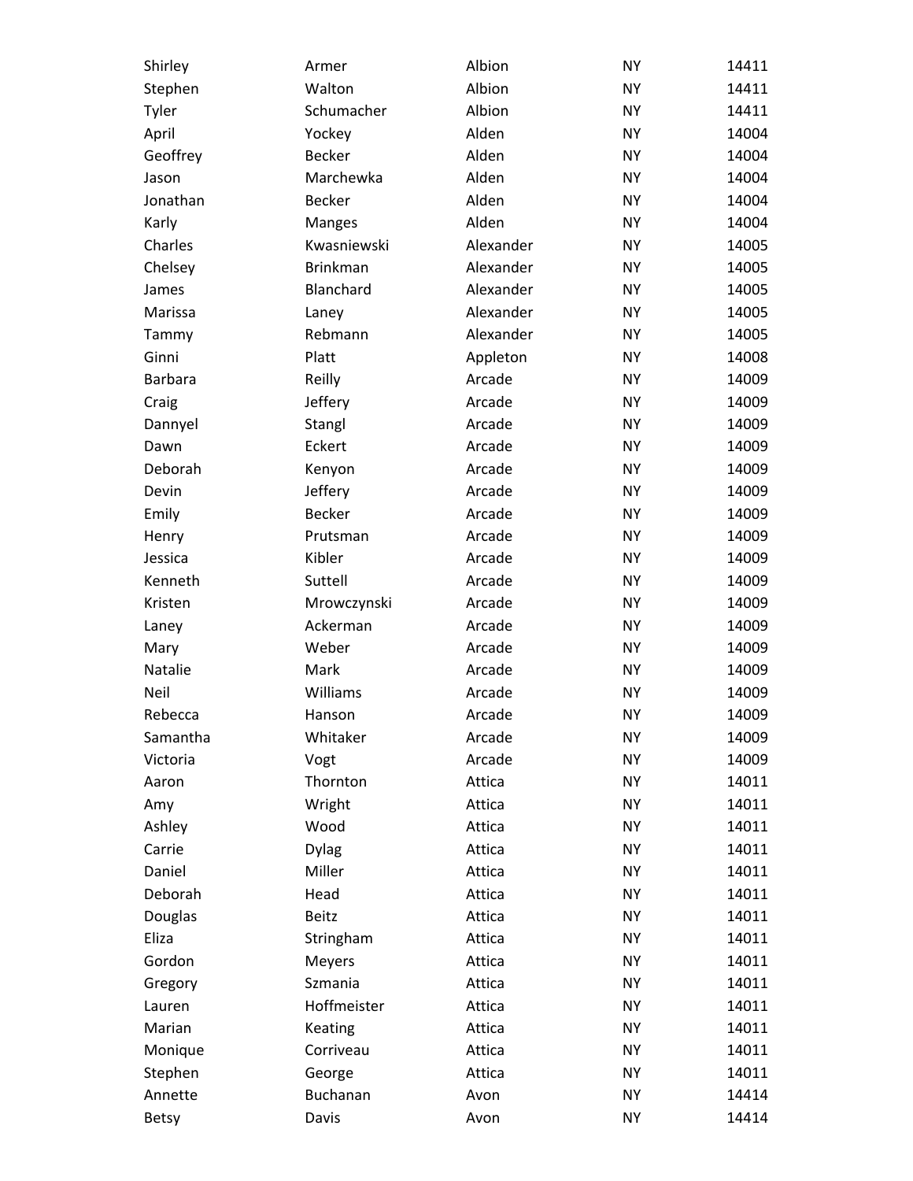| | | | | |
|---|---|---|---|---|
| Shirley | Armer | Albion | NY | 14411 |
| Stephen | Walton | Albion | NY | 14411 |
| Tyler | Schumacher | Albion | NY | 14411 |
| April | Yockey | Alden | NY | 14004 |
| Geoffrey | Becker | Alden | NY | 14004 |
| Jason | Marchewka | Alden | NY | 14004 |
| Jonathan | Becker | Alden | NY | 14004 |
| Karly | Manges | Alden | NY | 14004 |
| Charles | Kwasniewski | Alexander | NY | 14005 |
| Chelsey | Brinkman | Alexander | NY | 14005 |
| James | Blanchard | Alexander | NY | 14005 |
| Marissa | Laney | Alexander | NY | 14005 |
| Tammy | Rebmann | Alexander | NY | 14005 |
| Ginni | Platt | Appleton | NY | 14008 |
| Barbara | Reilly | Arcade | NY | 14009 |
| Craig | Jeffery | Arcade | NY | 14009 |
| Dannyel | Stangl | Arcade | NY | 14009 |
| Dawn | Eckert | Arcade | NY | 14009 |
| Deborah | Kenyon | Arcade | NY | 14009 |
| Devin | Jeffery | Arcade | NY | 14009 |
| Emily | Becker | Arcade | NY | 14009 |
| Henry | Prutsman | Arcade | NY | 14009 |
| Jessica | Kibler | Arcade | NY | 14009 |
| Kenneth | Suttell | Arcade | NY | 14009 |
| Kristen | Mrowczynski | Arcade | NY | 14009 |
| Laney | Ackerman | Arcade | NY | 14009 |
| Mary | Weber | Arcade | NY | 14009 |
| Natalie | Mark | Arcade | NY | 14009 |
| Neil | Williams | Arcade | NY | 14009 |
| Rebecca | Hanson | Arcade | NY | 14009 |
| Samantha | Whitaker | Arcade | NY | 14009 |
| Victoria | Vogt | Arcade | NY | 14009 |
| Aaron | Thornton | Attica | NY | 14011 |
| Amy | Wright | Attica | NY | 14011 |
| Ashley | Wood | Attica | NY | 14011 |
| Carrie | Dylag | Attica | NY | 14011 |
| Daniel | Miller | Attica | NY | 14011 |
| Deborah | Head | Attica | NY | 14011 |
| Douglas | Beitz | Attica | NY | 14011 |
| Eliza | Stringham | Attica | NY | 14011 |
| Gordon | Meyers | Attica | NY | 14011 |
| Gregory | Szmania | Attica | NY | 14011 |
| Lauren | Hoffmeister | Attica | NY | 14011 |
| Marian | Keating | Attica | NY | 14011 |
| Monique | Corriveau | Attica | NY | 14011 |
| Stephen | George | Attica | NY | 14011 |
| Annette | Buchanan | Avon | NY | 14414 |
| Betsy | Davis | Avon | NY | 14414 |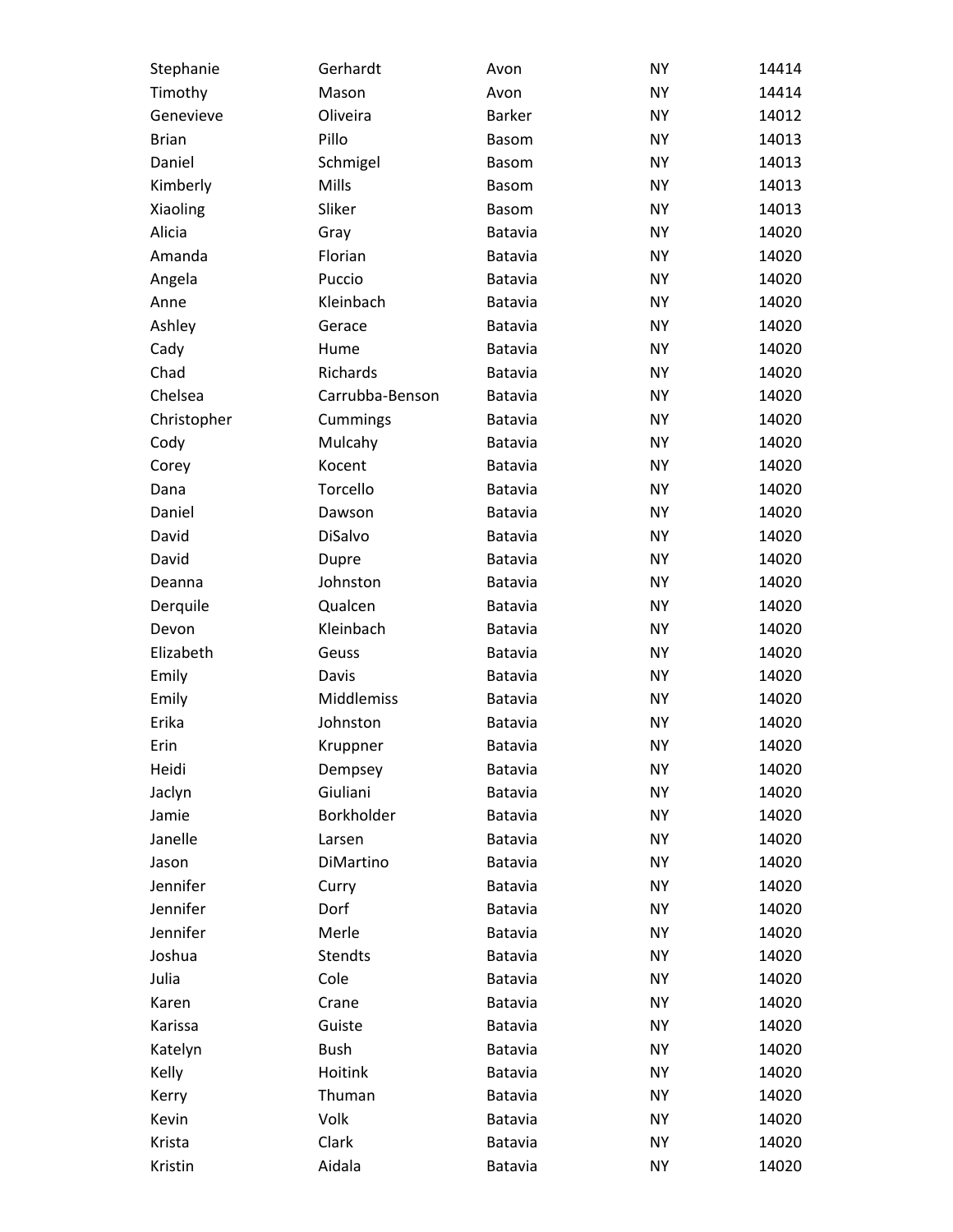| Stephanie | Gerhardt | Avon | NY | 14414 |
|---|---|---|---|---|
| Timothy | Mason | Avon | NY | 14414 |
| Genevieve | Oliveira | Barker | NY | 14012 |
| Brian | Pillo | Basom | NY | 14013 |
| Daniel | Schmigel | Basom | NY | 14013 |
| Kimberly | Mills | Basom | NY | 14013 |
| Xiaoling | Sliker | Basom | NY | 14013 |
| Alicia | Gray | Batavia | NY | 14020 |
| Amanda | Florian | Batavia | NY | 14020 |
| Angela | Puccio | Batavia | NY | 14020 |
| Anne | Kleinbach | Batavia | NY | 14020 |
| Ashley | Gerace | Batavia | NY | 14020 |
| Cady | Hume | Batavia | NY | 14020 |
| Chad | Richards | Batavia | NY | 14020 |
| Chelsea | Carrubba-Benson | Batavia | NY | 14020 |
| Christopher | Cummings | Batavia | NY | 14020 |
| Cody | Mulcahy | Batavia | NY | 14020 |
| Corey | Kocent | Batavia | NY | 14020 |
| Dana | Torcello | Batavia | NY | 14020 |
| Daniel | Dawson | Batavia | NY | 14020 |
| David | DiSalvo | Batavia | NY | 14020 |
| David | Dupre | Batavia | NY | 14020 |
| Deanna | Johnston | Batavia | NY | 14020 |
| Derquile | Qualcen | Batavia | NY | 14020 |
| Devon | Kleinbach | Batavia | NY | 14020 |
| Elizabeth | Geuss | Batavia | NY | 14020 |
| Emily | Davis | Batavia | NY | 14020 |
| Emily | Middlemiss | Batavia | NY | 14020 |
| Erika | Johnston | Batavia | NY | 14020 |
| Erin | Kruppner | Batavia | NY | 14020 |
| Heidi | Dempsey | Batavia | NY | 14020 |
| Jaclyn | Giuliani | Batavia | NY | 14020 |
| Jamie | Borkholder | Batavia | NY | 14020 |
| Janelle | Larsen | Batavia | NY | 14020 |
| Jason | DiMartino | Batavia | NY | 14020 |
| Jennifer | Curry | Batavia | NY | 14020 |
| Jennifer | Dorf | Batavia | NY | 14020 |
| Jennifer | Merle | Batavia | NY | 14020 |
| Joshua | Stendts | Batavia | NY | 14020 |
| Julia | Cole | Batavia | NY | 14020 |
| Karen | Crane | Batavia | NY | 14020 |
| Karissa | Guiste | Batavia | NY | 14020 |
| Katelyn | Bush | Batavia | NY | 14020 |
| Kelly | Hoitink | Batavia | NY | 14020 |
| Kerry | Thuman | Batavia | NY | 14020 |
| Kevin | Volk | Batavia | NY | 14020 |
| Krista | Clark | Batavia | NY | 14020 |
| Kristin | Aidala | Batavia | NY | 14020 |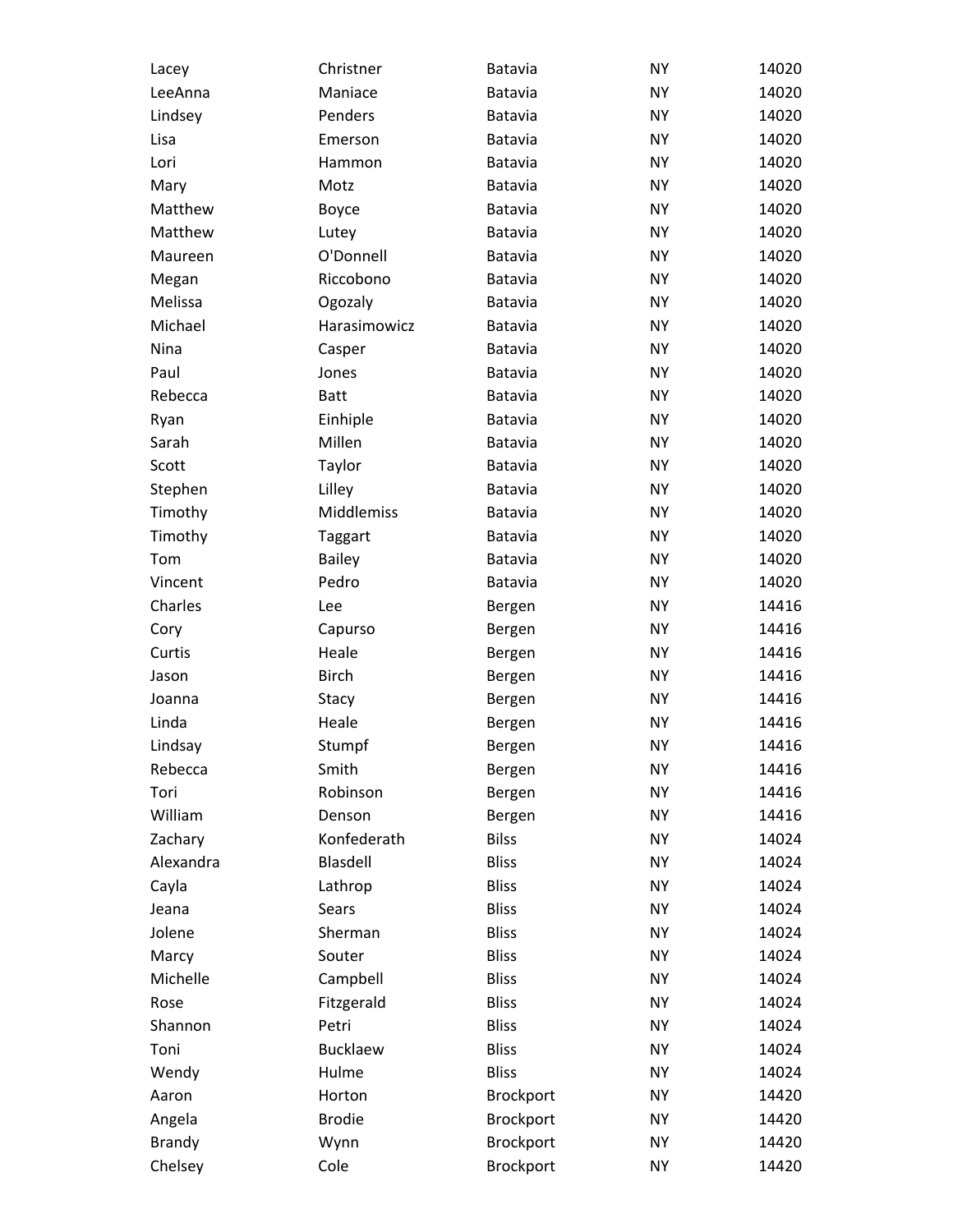| | | | | |
|---|---|---|---|---|
| Lacey | Christner | Batavia | NY | 14020 |
| LeeAnna | Maniace | Batavia | NY | 14020 |
| Lindsey | Penders | Batavia | NY | 14020 |
| Lisa | Emerson | Batavia | NY | 14020 |
| Lori | Hammon | Batavia | NY | 14020 |
| Mary | Motz | Batavia | NY | 14020 |
| Matthew | Boyce | Batavia | NY | 14020 |
| Matthew | Lutey | Batavia | NY | 14020 |
| Maureen | O'Donnell | Batavia | NY | 14020 |
| Megan | Riccobono | Batavia | NY | 14020 |
| Melissa | Ogozaly | Batavia | NY | 14020 |
| Michael | Harasimowicz | Batavia | NY | 14020 |
| Nina | Casper | Batavia | NY | 14020 |
| Paul | Jones | Batavia | NY | 14020 |
| Rebecca | Batt | Batavia | NY | 14020 |
| Ryan | Einhiple | Batavia | NY | 14020 |
| Sarah | Millen | Batavia | NY | 14020 |
| Scott | Taylor | Batavia | NY | 14020 |
| Stephen | Lilley | Batavia | NY | 14020 |
| Timothy | Middlemiss | Batavia | NY | 14020 |
| Timothy | Taggart | Batavia | NY | 14020 |
| Tom | Bailey | Batavia | NY | 14020 |
| Vincent | Pedro | Batavia | NY | 14020 |
| Charles | Lee | Bergen | NY | 14416 |
| Cory | Capurso | Bergen | NY | 14416 |
| Curtis | Heale | Bergen | NY | 14416 |
| Jason | Birch | Bergen | NY | 14416 |
| Joanna | Stacy | Bergen | NY | 14416 |
| Linda | Heale | Bergen | NY | 14416 |
| Lindsay | Stumpf | Bergen | NY | 14416 |
| Rebecca | Smith | Bergen | NY | 14416 |
| Tori | Robinson | Bergen | NY | 14416 |
| William | Denson | Bergen | NY | 14416 |
| Zachary | Konfederath | Bilss | NY | 14024 |
| Alexandra | Blasdell | Bliss | NY | 14024 |
| Cayla | Lathrop | Bliss | NY | 14024 |
| Jeana | Sears | Bliss | NY | 14024 |
| Jolene | Sherman | Bliss | NY | 14024 |
| Marcy | Souter | Bliss | NY | 14024 |
| Michelle | Campbell | Bliss | NY | 14024 |
| Rose | Fitzgerald | Bliss | NY | 14024 |
| Shannon | Petri | Bliss | NY | 14024 |
| Toni | Bucklaew | Bliss | NY | 14024 |
| Wendy | Hulme | Bliss | NY | 14024 |
| Aaron | Horton | Brockport | NY | 14420 |
| Angela | Brodie | Brockport | NY | 14420 |
| Brandy | Wynn | Brockport | NY | 14420 |
| Chelsey | Cole | Brockport | NY | 14420 |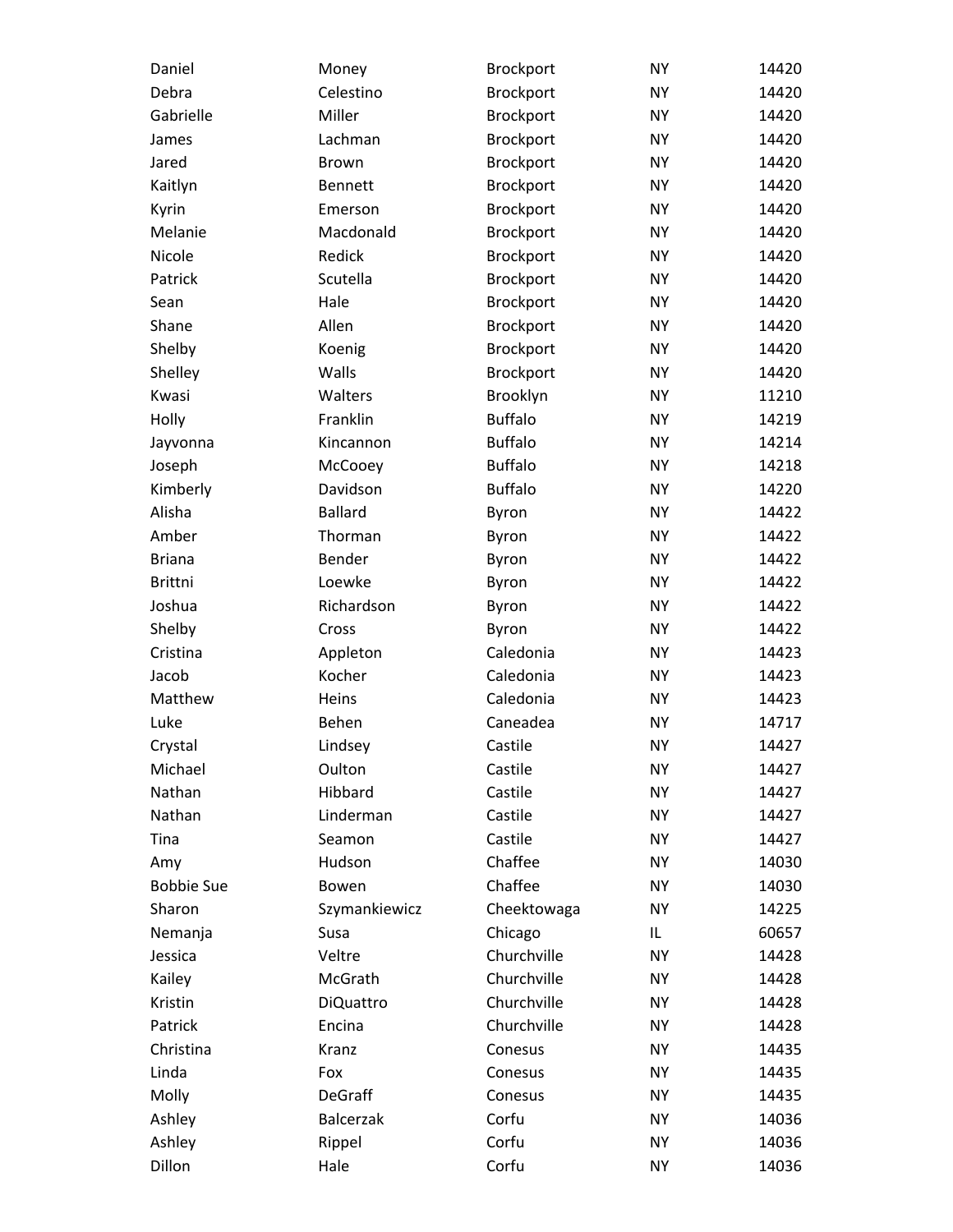| | | | | |
|---|---|---|---|---|
| Daniel | Money | Brockport | NY | 14420 |
| Debra | Celestino | Brockport | NY | 14420 |
| Gabrielle | Miller | Brockport | NY | 14420 |
| James | Lachman | Brockport | NY | 14420 |
| Jared | Brown | Brockport | NY | 14420 |
| Kaitlyn | Bennett | Brockport | NY | 14420 |
| Kyrin | Emerson | Brockport | NY | 14420 |
| Melanie | Macdonald | Brockport | NY | 14420 |
| Nicole | Redick | Brockport | NY | 14420 |
| Patrick | Scutella | Brockport | NY | 14420 |
| Sean | Hale | Brockport | NY | 14420 |
| Shane | Allen | Brockport | NY | 14420 |
| Shelby | Koenig | Brockport | NY | 14420 |
| Shelley | Walls | Brockport | NY | 14420 |
| Kwasi | Walters | Brooklyn | NY | 11210 |
| Holly | Franklin | Buffalo | NY | 14219 |
| Jayvonna | Kincannon | Buffalo | NY | 14214 |
| Joseph | McCooey | Buffalo | NY | 14218 |
| Kimberly | Davidson | Buffalo | NY | 14220 |
| Alisha | Ballard | Byron | NY | 14422 |
| Amber | Thorman | Byron | NY | 14422 |
| Briana | Bender | Byron | NY | 14422 |
| Brittni | Loewke | Byron | NY | 14422 |
| Joshua | Richardson | Byron | NY | 14422 |
| Shelby | Cross | Byron | NY | 14422 |
| Cristina | Appleton | Caledonia | NY | 14423 |
| Jacob | Kocher | Caledonia | NY | 14423 |
| Matthew | Heins | Caledonia | NY | 14423 |
| Luke | Behen | Caneadea | NY | 14717 |
| Crystal | Lindsey | Castile | NY | 14427 |
| Michael | Oulton | Castile | NY | 14427 |
| Nathan | Hibbard | Castile | NY | 14427 |
| Nathan | Linderman | Castile | NY | 14427 |
| Tina | Seamon | Castile | NY | 14427 |
| Amy | Hudson | Chaffee | NY | 14030 |
| Bobbie Sue | Bowen | Chaffee | NY | 14030 |
| Sharon | Szymankiewicz | Cheektowaga | NY | 14225 |
| Nemanja | Susa | Chicago | IL | 60657 |
| Jessica | Veltre | Churchville | NY | 14428 |
| Kailey | McGrath | Churchville | NY | 14428 |
| Kristin | DiQuattro | Churchville | NY | 14428 |
| Patrick | Encina | Churchville | NY | 14428 |
| Christina | Kranz | Conesus | NY | 14435 |
| Linda | Fox | Conesus | NY | 14435 |
| Molly | DeGraff | Conesus | NY | 14435 |
| Ashley | Balcerzak | Corfu | NY | 14036 |
| Ashley | Rippel | Corfu | NY | 14036 |
| Dillon | Hale | Corfu | NY | 14036 |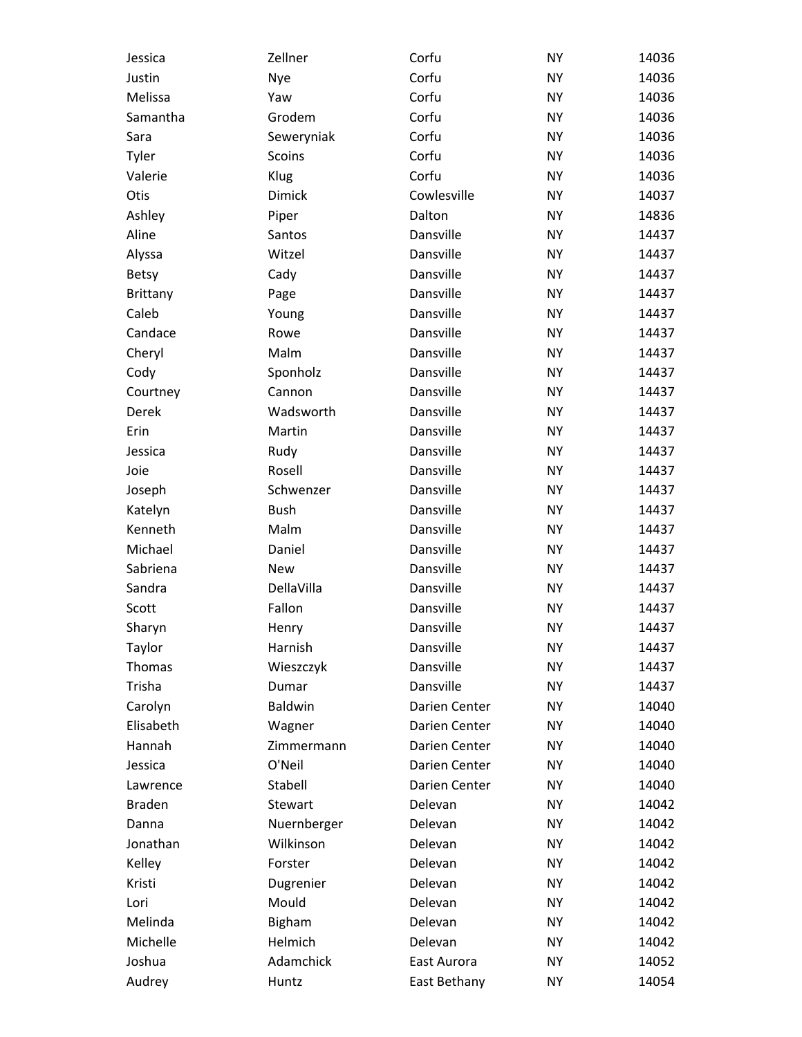| | | | | |
|---|---|---|---|---|
| Jessica | Zellner | Corfu | NY | 14036 |
| Justin | Nye | Corfu | NY | 14036 |
| Melissa | Yaw | Corfu | NY | 14036 |
| Samantha | Grodem | Corfu | NY | 14036 |
| Sara | Seweryniak | Corfu | NY | 14036 |
| Tyler | Scoins | Corfu | NY | 14036 |
| Valerie | Klug | Corfu | NY | 14036 |
| Otis | Dimick | Cowlesville | NY | 14037 |
| Ashley | Piper | Dalton | NY | 14836 |
| Aline | Santos | Dansville | NY | 14437 |
| Alyssa | Witzel | Dansville | NY | 14437 |
| Betsy | Cady | Dansville | NY | 14437 |
| Brittany | Page | Dansville | NY | 14437 |
| Caleb | Young | Dansville | NY | 14437 |
| Candace | Rowe | Dansville | NY | 14437 |
| Cheryl | Malm | Dansville | NY | 14437 |
| Cody | Sponholz | Dansville | NY | 14437 |
| Courtney | Cannon | Dansville | NY | 14437 |
| Derek | Wadsworth | Dansville | NY | 14437 |
| Erin | Martin | Dansville | NY | 14437 |
| Jessica | Rudy | Dansville | NY | 14437 |
| Joie | Rosell | Dansville | NY | 14437 |
| Joseph | Schwenzer | Dansville | NY | 14437 |
| Katelyn | Bush | Dansville | NY | 14437 |
| Kenneth | Malm | Dansville | NY | 14437 |
| Michael | Daniel | Dansville | NY | 14437 |
| Sabriena | New | Dansville | NY | 14437 |
| Sandra | DellaVilla | Dansville | NY | 14437 |
| Scott | Fallon | Dansville | NY | 14437 |
| Sharyn | Henry | Dansville | NY | 14437 |
| Taylor | Harnish | Dansville | NY | 14437 |
| Thomas | Wieszczyk | Dansville | NY | 14437 |
| Trisha | Dumar | Dansville | NY | 14437 |
| Carolyn | Baldwin | Darien Center | NY | 14040 |
| Elisabeth | Wagner | Darien Center | NY | 14040 |
| Hannah | Zimmermann | Darien Center | NY | 14040 |
| Jessica | O'Neil | Darien Center | NY | 14040 |
| Lawrence | Stabell | Darien Center | NY | 14040 |
| Braden | Stewart | Delevan | NY | 14042 |
| Danna | Nuernberger | Delevan | NY | 14042 |
| Jonathan | Wilkinson | Delevan | NY | 14042 |
| Kelley | Forster | Delevan | NY | 14042 |
| Kristi | Dugrenier | Delevan | NY | 14042 |
| Lori | Mould | Delevan | NY | 14042 |
| Melinda | Bigham | Delevan | NY | 14042 |
| Michelle | Helmich | Delevan | NY | 14042 |
| Joshua | Adamchick | East Aurora | NY | 14052 |
| Audrey | Huntz | East Bethany | NY | 14054 |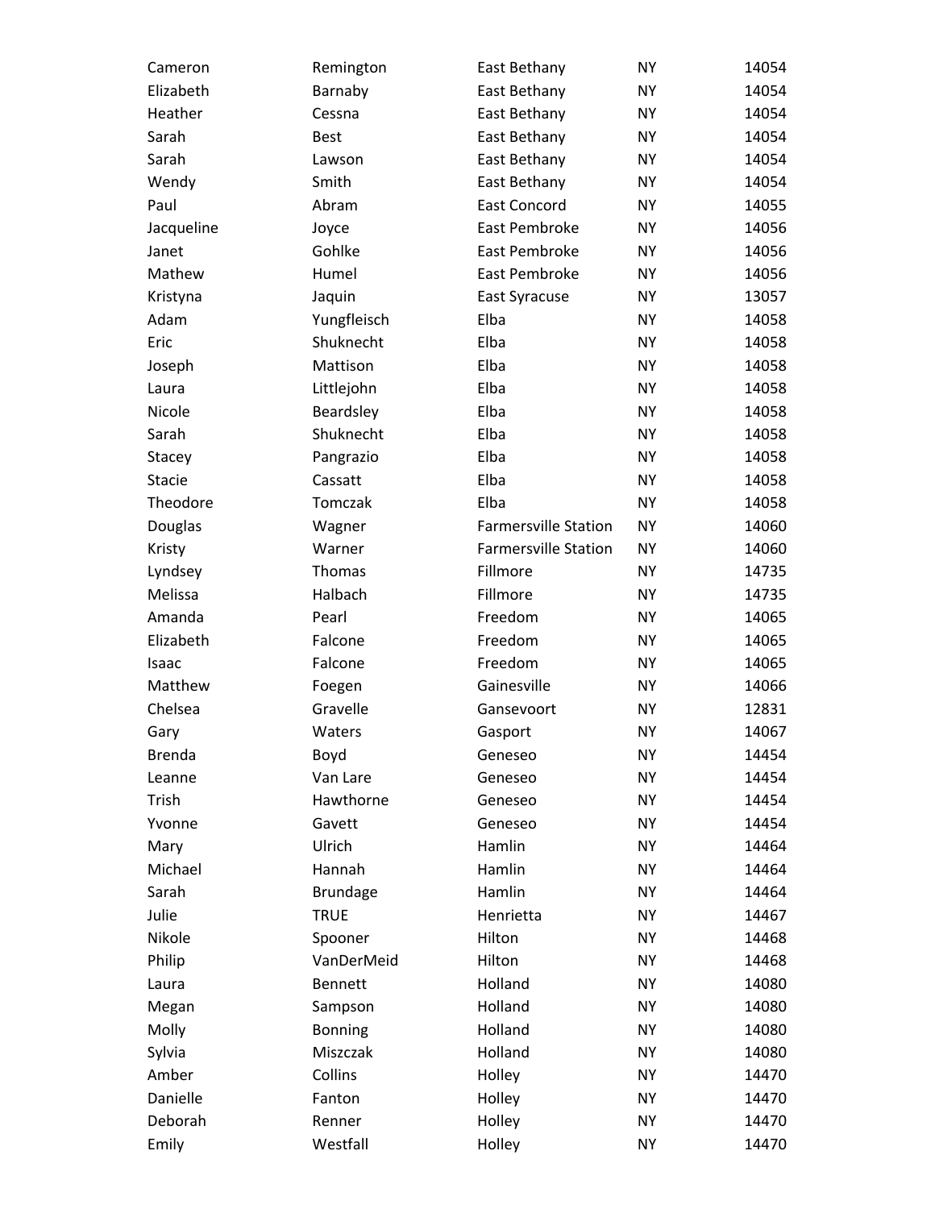| | | | | |
|---|---|---|---|---|
| Cameron | Remington | East Bethany | NY | 14054 |
| Elizabeth | Barnaby | East Bethany | NY | 14054 |
| Heather | Cessna | East Bethany | NY | 14054 |
| Sarah | Best | East Bethany | NY | 14054 |
| Sarah | Lawson | East Bethany | NY | 14054 |
| Wendy | Smith | East Bethany | NY | 14054 |
| Paul | Abram | East Concord | NY | 14055 |
| Jacqueline | Joyce | East Pembroke | NY | 14056 |
| Janet | Gohlke | East Pembroke | NY | 14056 |
| Mathew | Humel | East Pembroke | NY | 14056 |
| Kristyna | Jaquin | East Syracuse | NY | 13057 |
| Adam | Yungfleisch | Elba | NY | 14058 |
| Eric | Shuknecht | Elba | NY | 14058 |
| Joseph | Mattison | Elba | NY | 14058 |
| Laura | Littlejohn | Elba | NY | 14058 |
| Nicole | Beardsley | Elba | NY | 14058 |
| Sarah | Shuknecht | Elba | NY | 14058 |
| Stacey | Pangrazio | Elba | NY | 14058 |
| Stacie | Cassatt | Elba | NY | 14058 |
| Theodore | Tomczak | Elba | NY | 14058 |
| Douglas | Wagner | Farmersville Station | NY | 14060 |
| Kristy | Warner | Farmersville Station | NY | 14060 |
| Lyndsey | Thomas | Fillmore | NY | 14735 |
| Melissa | Halbach | Fillmore | NY | 14735 |
| Amanda | Pearl | Freedom | NY | 14065 |
| Elizabeth | Falcone | Freedom | NY | 14065 |
| Isaac | Falcone | Freedom | NY | 14065 |
| Matthew | Foegen | Gainesville | NY | 14066 |
| Chelsea | Gravelle | Gansevoort | NY | 12831 |
| Gary | Waters | Gasport | NY | 14067 |
| Brenda | Boyd | Geneseo | NY | 14454 |
| Leanne | Van Lare | Geneseo | NY | 14454 |
| Trish | Hawthorne | Geneseo | NY | 14454 |
| Yvonne | Gavett | Geneseo | NY | 14454 |
| Mary | Ulrich | Hamlin | NY | 14464 |
| Michael | Hannah | Hamlin | NY | 14464 |
| Sarah | Brundage | Hamlin | NY | 14464 |
| Julie | TRUE | Henrietta | NY | 14467 |
| Nikole | Spooner | Hilton | NY | 14468 |
| Philip | VanDerMeid | Hilton | NY | 14468 |
| Laura | Bennett | Holland | NY | 14080 |
| Megan | Sampson | Holland | NY | 14080 |
| Molly | Bonning | Holland | NY | 14080 |
| Sylvia | Miszczak | Holland | NY | 14080 |
| Amber | Collins | Holley | NY | 14470 |
| Danielle | Fanton | Holley | NY | 14470 |
| Deborah | Renner | Holley | NY | 14470 |
| Emily | Westfall | Holley | NY | 14470 |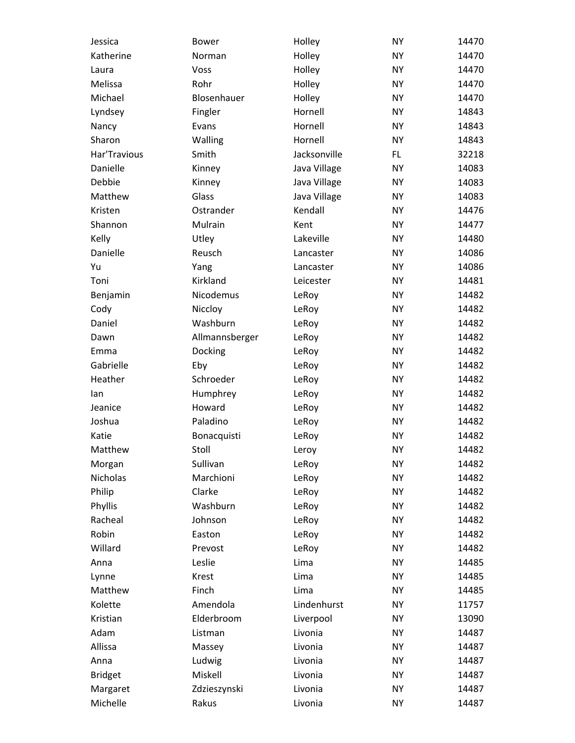| | | | | |
|---|---|---|---|---|
| Jessica | Bower | Holley | NY | 14470 |
| Katherine | Norman | Holley | NY | 14470 |
| Laura | Voss | Holley | NY | 14470 |
| Melissa | Rohr | Holley | NY | 14470 |
| Michael | Blosenhauer | Holley | NY | 14470 |
| Lyndsey | Fingler | Hornell | NY | 14843 |
| Nancy | Evans | Hornell | NY | 14843 |
| Sharon | Walling | Hornell | NY | 14843 |
| Har'Travious | Smith | Jacksonville | FL | 32218 |
| Danielle | Kinney | Java Village | NY | 14083 |
| Debbie | Kinney | Java Village | NY | 14083 |
| Matthew | Glass | Java Village | NY | 14083 |
| Kristen | Ostrander | Kendall | NY | 14476 |
| Shannon | Mulrain | Kent | NY | 14477 |
| Kelly | Utley | Lakeville | NY | 14480 |
| Danielle | Reusch | Lancaster | NY | 14086 |
| Yu | Yang | Lancaster | NY | 14086 |
| Toni | Kirkland | Leicester | NY | 14481 |
| Benjamin | Nicodemus | LeRoy | NY | 14482 |
| Cody | Niccloy | LeRoy | NY | 14482 |
| Daniel | Washburn | LeRoy | NY | 14482 |
| Dawn | Allmannsberger | LeRoy | NY | 14482 |
| Emma | Docking | LeRoy | NY | 14482 |
| Gabrielle | Eby | LeRoy | NY | 14482 |
| Heather | Schroeder | LeRoy | NY | 14482 |
| Ian | Humphrey | LeRoy | NY | 14482 |
| Jeanice | Howard | LeRoy | NY | 14482 |
| Joshua | Paladino | LeRoy | NY | 14482 |
| Katie | Bonacquisti | LeRoy | NY | 14482 |
| Matthew | Stoll | Leroy | NY | 14482 |
| Morgan | Sullivan | LeRoy | NY | 14482 |
| Nicholas | Marchioni | LeRoy | NY | 14482 |
| Philip | Clarke | LeRoy | NY | 14482 |
| Phyllis | Washburn | LeRoy | NY | 14482 |
| Racheal | Johnson | LeRoy | NY | 14482 |
| Robin | Easton | LeRoy | NY | 14482 |
| Willard | Prevost | LeRoy | NY | 14482 |
| Anna | Leslie | Lima | NY | 14485 |
| Lynne | Krest | Lima | NY | 14485 |
| Matthew | Finch | Lima | NY | 14485 |
| Kolette | Amendola | Lindenhurst | NY | 11757 |
| Kristian | Elderbroom | Liverpool | NY | 13090 |
| Adam | Listman | Livonia | NY | 14487 |
| Allissa | Massey | Livonia | NY | 14487 |
| Anna | Ludwig | Livonia | NY | 14487 |
| Bridget | Miskell | Livonia | NY | 14487 |
| Margaret | Zdzieszynski | Livonia | NY | 14487 |
| Michelle | Rakus | Livonia | NY | 14487 |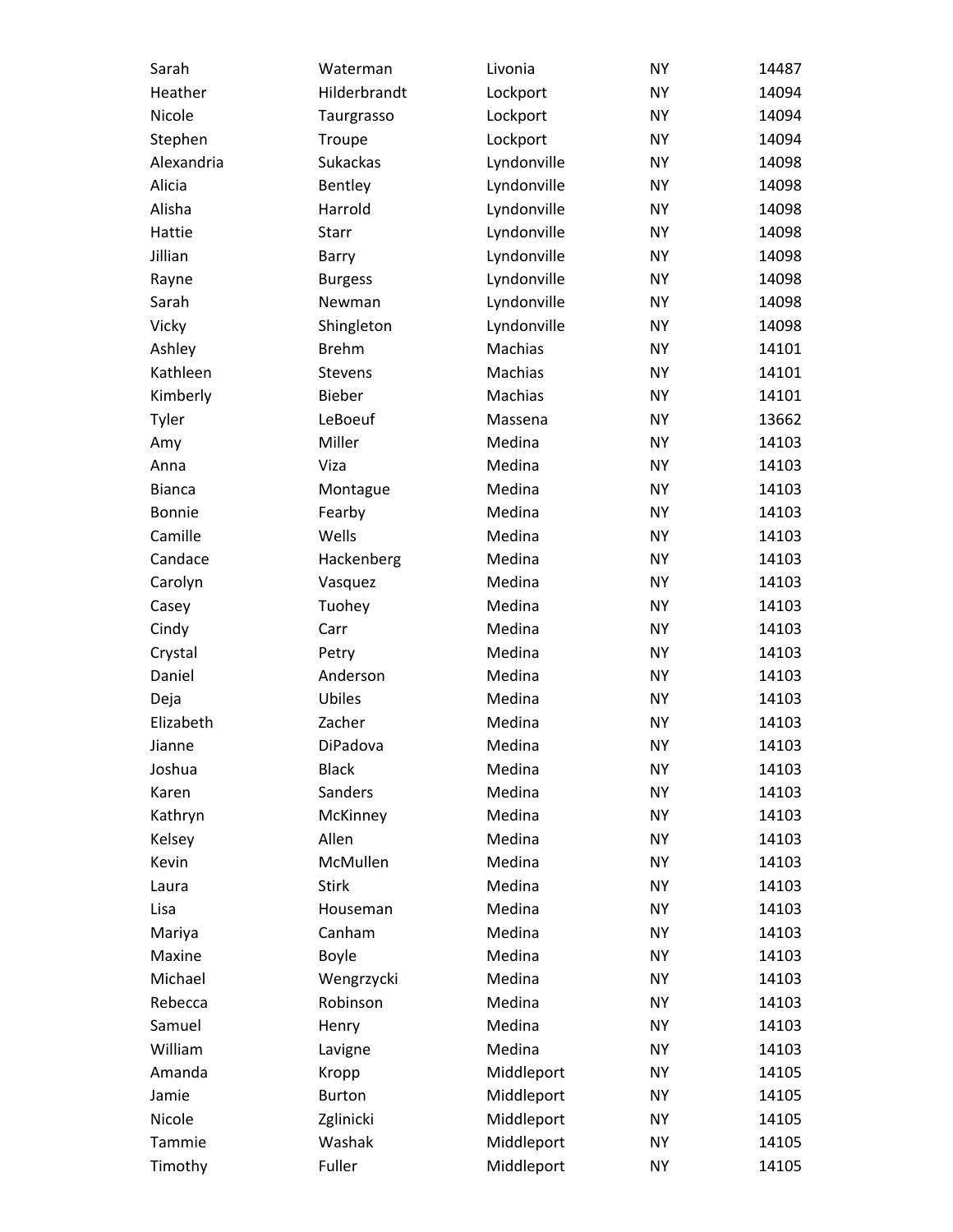| | | | | |
|---|---|---|---|---|
| Sarah | Waterman | Livonia | NY | 14487 |
| Heather | Hilderbrandt | Lockport | NY | 14094 |
| Nicole | Taurgrasso | Lockport | NY | 14094 |
| Stephen | Troupe | Lockport | NY | 14094 |
| Alexandria | Sukackas | Lyndonville | NY | 14098 |
| Alicia | Bentley | Lyndonville | NY | 14098 |
| Alisha | Harrold | Lyndonville | NY | 14098 |
| Hattie | Starr | Lyndonville | NY | 14098 |
| Jillian | Barry | Lyndonville | NY | 14098 |
| Rayne | Burgess | Lyndonville | NY | 14098 |
| Sarah | Newman | Lyndonville | NY | 14098 |
| Vicky | Shingleton | Lyndonville | NY | 14098 |
| Ashley | Brehm | Machias | NY | 14101 |
| Kathleen | Stevens | Machias | NY | 14101 |
| Kimberly | Bieber | Machias | NY | 14101 |
| Tyler | LeBoeuf | Massena | NY | 13662 |
| Amy | Miller | Medina | NY | 14103 |
| Anna | Viza | Medina | NY | 14103 |
| Bianca | Montague | Medina | NY | 14103 |
| Bonnie | Fearby | Medina | NY | 14103 |
| Camille | Wells | Medina | NY | 14103 |
| Candace | Hackenberg | Medina | NY | 14103 |
| Carolyn | Vasquez | Medina | NY | 14103 |
| Casey | Tuohey | Medina | NY | 14103 |
| Cindy | Carr | Medina | NY | 14103 |
| Crystal | Petry | Medina | NY | 14103 |
| Daniel | Anderson | Medina | NY | 14103 |
| Deja | Ubiles | Medina | NY | 14103 |
| Elizabeth | Zacher | Medina | NY | 14103 |
| Jianne | DiPadova | Medina | NY | 14103 |
| Joshua | Black | Medina | NY | 14103 |
| Karen | Sanders | Medina | NY | 14103 |
| Kathryn | McKinney | Medina | NY | 14103 |
| Kelsey | Allen | Medina | NY | 14103 |
| Kevin | McMullen | Medina | NY | 14103 |
| Laura | Stirk | Medina | NY | 14103 |
| Lisa | Houseman | Medina | NY | 14103 |
| Mariya | Canham | Medina | NY | 14103 |
| Maxine | Boyle | Medina | NY | 14103 |
| Michael | Wengrzycki | Medina | NY | 14103 |
| Rebecca | Robinson | Medina | NY | 14103 |
| Samuel | Henry | Medina | NY | 14103 |
| William | Lavigne | Medina | NY | 14103 |
| Amanda | Kropp | Middleport | NY | 14105 |
| Jamie | Burton | Middleport | NY | 14105 |
| Nicole | Zglinicki | Middleport | NY | 14105 |
| Tammie | Washak | Middleport | NY | 14105 |
| Timothy | Fuller | Middleport | NY | 14105 |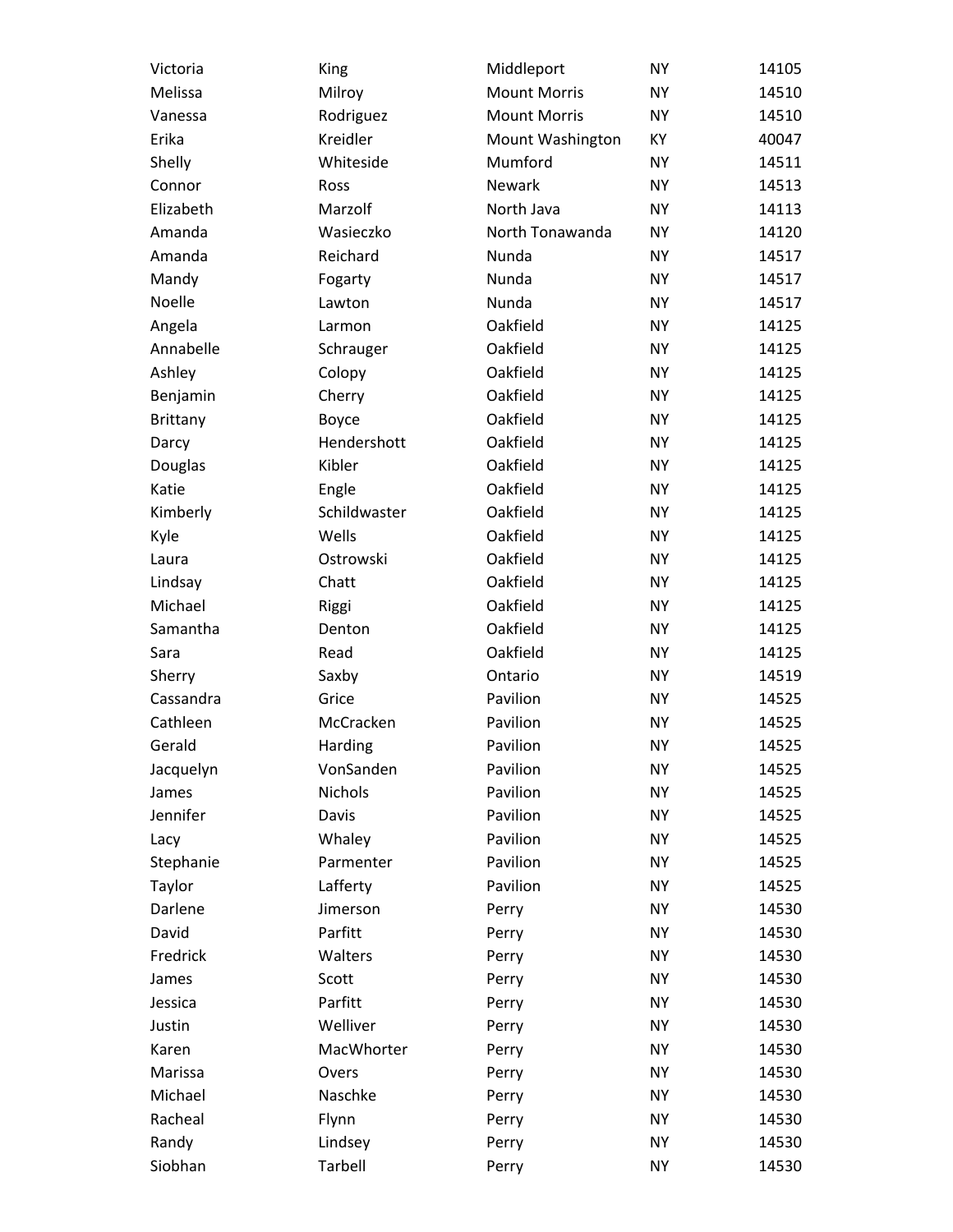| Victoria | King | Middleport | NY | 14105 |
|---|---|---|---|---|
| Melissa | Milroy | Mount Morris | NY | 14510 |
| Vanessa | Rodriguez | Mount Morris | NY | 14510 |
| Erika | Kreidler | Mount Washington | KY | 40047 |
| Shelly | Whiteside | Mumford | NY | 14511 |
| Connor | Ross | Newark | NY | 14513 |
| Elizabeth | Marzolf | North Java | NY | 14113 |
| Amanda | Wasieczko | North Tonawanda | NY | 14120 |
| Amanda | Reichard | Nunda | NY | 14517 |
| Mandy | Fogarty | Nunda | NY | 14517 |
| Noelle | Lawton | Nunda | NY | 14517 |
| Angela | Larmon | Oakfield | NY | 14125 |
| Annabelle | Schrauger | Oakfield | NY | 14125 |
| Ashley | Colopy | Oakfield | NY | 14125 |
| Benjamin | Cherry | Oakfield | NY | 14125 |
| Brittany | Boyce | Oakfield | NY | 14125 |
| Darcy | Hendershott | Oakfield | NY | 14125 |
| Douglas | Kibler | Oakfield | NY | 14125 |
| Katie | Engle | Oakfield | NY | 14125 |
| Kimberly | Schildwaster | Oakfield | NY | 14125 |
| Kyle | Wells | Oakfield | NY | 14125 |
| Laura | Ostrowski | Oakfield | NY | 14125 |
| Lindsay | Chatt | Oakfield | NY | 14125 |
| Michael | Riggi | Oakfield | NY | 14125 |
| Samantha | Denton | Oakfield | NY | 14125 |
| Sara | Read | Oakfield | NY | 14125 |
| Sherry | Saxby | Ontario | NY | 14519 |
| Cassandra | Grice | Pavilion | NY | 14525 |
| Cathleen | McCracken | Pavilion | NY | 14525 |
| Gerald | Harding | Pavilion | NY | 14525 |
| Jacquelyn | VonSanden | Pavilion | NY | 14525 |
| James | Nichols | Pavilion | NY | 14525 |
| Jennifer | Davis | Pavilion | NY | 14525 |
| Lacy | Whaley | Pavilion | NY | 14525 |
| Stephanie | Parmenter | Pavilion | NY | 14525 |
| Taylor | Lafferty | Pavilion | NY | 14525 |
| Darlene | Jimerson | Perry | NY | 14530 |
| David | Parfitt | Perry | NY | 14530 |
| Fredrick | Walters | Perry | NY | 14530 |
| James | Scott | Perry | NY | 14530 |
| Jessica | Parfitt | Perry | NY | 14530 |
| Justin | Welliver | Perry | NY | 14530 |
| Karen | MacWhorter | Perry | NY | 14530 |
| Marissa | Overs | Perry | NY | 14530 |
| Michael | Naschke | Perry | NY | 14530 |
| Racheal | Flynn | Perry | NY | 14530 |
| Randy | Lindsey | Perry | NY | 14530 |
| Siobhan | Tarbell | Perry | NY | 14530 |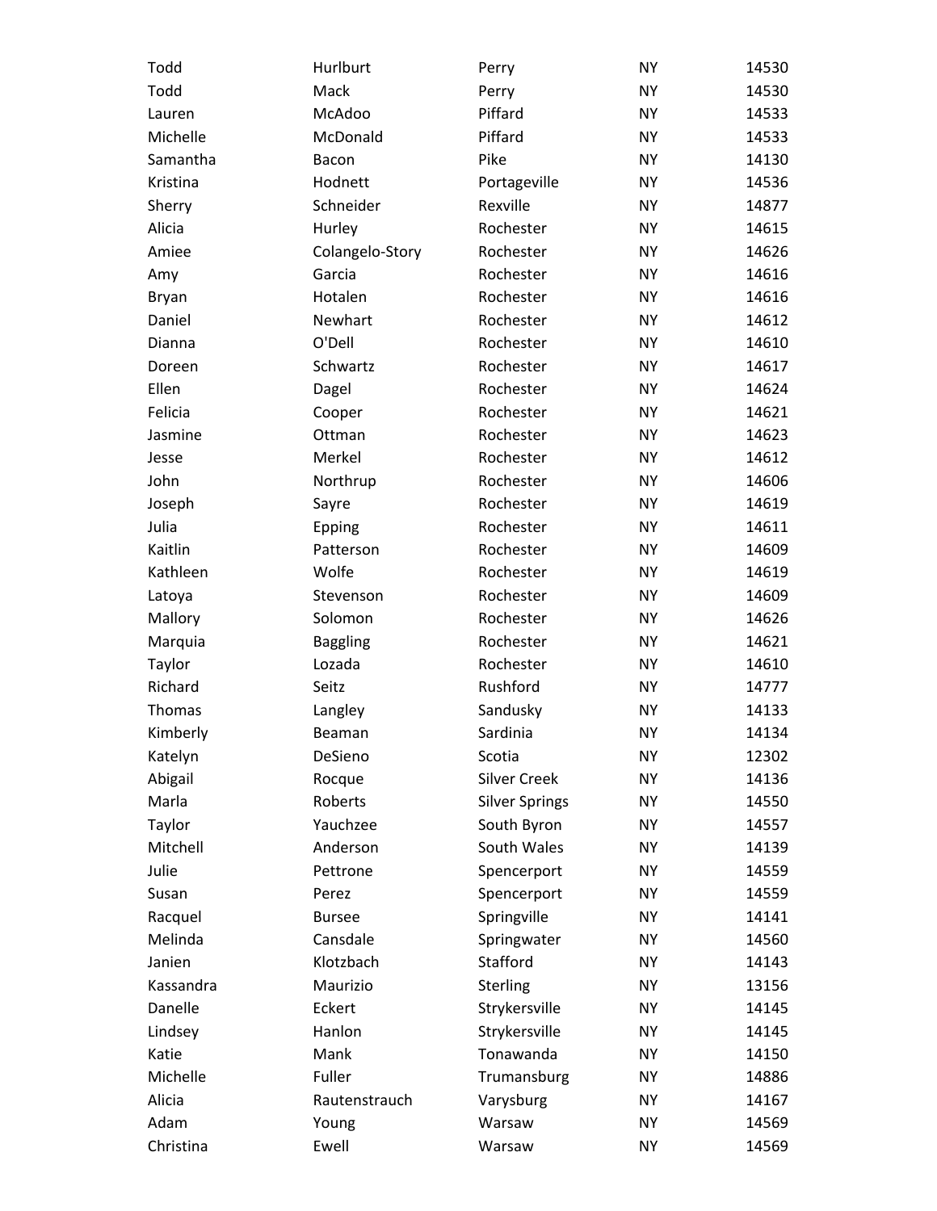| | | | | |
|---|---|---|---|---|
| Todd | Hurlburt | Perry | NY | 14530 |
| Todd | Mack | Perry | NY | 14530 |
| Lauren | McAdoo | Piffard | NY | 14533 |
| Michelle | McDonald | Piffard | NY | 14533 |
| Samantha | Bacon | Pike | NY | 14130 |
| Kristina | Hodnett | Portageville | NY | 14536 |
| Sherry | Schneider | Rexville | NY | 14877 |
| Alicia | Hurley | Rochester | NY | 14615 |
| Amiee | Colangelo-Story | Rochester | NY | 14626 |
| Amy | Garcia | Rochester | NY | 14616 |
| Bryan | Hotalen | Rochester | NY | 14616 |
| Daniel | Newhart | Rochester | NY | 14612 |
| Dianna | O'Dell | Rochester | NY | 14610 |
| Doreen | Schwartz | Rochester | NY | 14617 |
| Ellen | Dagel | Rochester | NY | 14624 |
| Felicia | Cooper | Rochester | NY | 14621 |
| Jasmine | Ottman | Rochester | NY | 14623 |
| Jesse | Merkel | Rochester | NY | 14612 |
| John | Northrup | Rochester | NY | 14606 |
| Joseph | Sayre | Rochester | NY | 14619 |
| Julia | Epping | Rochester | NY | 14611 |
| Kaitlin | Patterson | Rochester | NY | 14609 |
| Kathleen | Wolfe | Rochester | NY | 14619 |
| Latoya | Stevenson | Rochester | NY | 14609 |
| Mallory | Solomon | Rochester | NY | 14626 |
| Marquia | Baggling | Rochester | NY | 14621 |
| Taylor | Lozada | Rochester | NY | 14610 |
| Richard | Seitz | Rushford | NY | 14777 |
| Thomas | Langley | Sandusky | NY | 14133 |
| Kimberly | Beaman | Sardinia | NY | 14134 |
| Katelyn | DeSieno | Scotia | NY | 12302 |
| Abigail | Rocque | Silver Creek | NY | 14136 |
| Marla | Roberts | Silver Springs | NY | 14550 |
| Taylor | Yauchzee | South Byron | NY | 14557 |
| Mitchell | Anderson | South Wales | NY | 14139 |
| Julie | Pettrone | Spencerport | NY | 14559 |
| Susan | Perez | Spencerport | NY | 14559 |
| Racquel | Bursee | Springville | NY | 14141 |
| Melinda | Cansdale | Springwater | NY | 14560 |
| Janien | Klotzbach | Stafford | NY | 14143 |
| Kassandra | Maurizio | Sterling | NY | 13156 |
| Danelle | Eckert | Strykersville | NY | 14145 |
| Lindsey | Hanlon | Strykersville | NY | 14145 |
| Katie | Mank | Tonawanda | NY | 14150 |
| Michelle | Fuller | Trumansburg | NY | 14886 |
| Alicia | Rautenstrauch | Varysburg | NY | 14167 |
| Adam | Young | Warsaw | NY | 14569 |
| Christina | Ewell | Warsaw | NY | 14569 |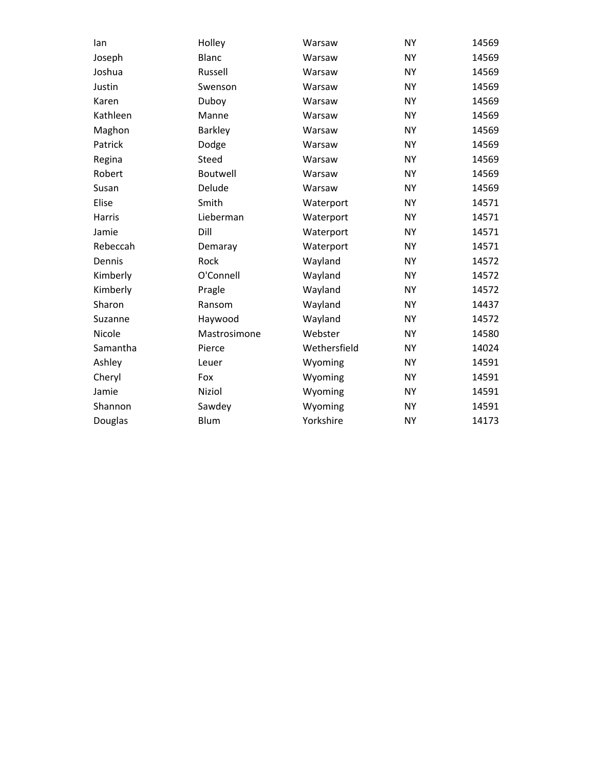| | | | | |
|---|---|---|---|---|
| Ian | Holley | Warsaw | NY | 14569 |
| Joseph | Blanc | Warsaw | NY | 14569 |
| Joshua | Russell | Warsaw | NY | 14569 |
| Justin | Swenson | Warsaw | NY | 14569 |
| Karen | Duboy | Warsaw | NY | 14569 |
| Kathleen | Manne | Warsaw | NY | 14569 |
| Maghon | Barkley | Warsaw | NY | 14569 |
| Patrick | Dodge | Warsaw | NY | 14569 |
| Regina | Steed | Warsaw | NY | 14569 |
| Robert | Boutwell | Warsaw | NY | 14569 |
| Susan | Delude | Warsaw | NY | 14569 |
| Elise | Smith | Waterport | NY | 14571 |
| Harris | Lieberman | Waterport | NY | 14571 |
| Jamie | Dill | Waterport | NY | 14571 |
| Rebeccah | Demaray | Waterport | NY | 14571 |
| Dennis | Rock | Wayland | NY | 14572 |
| Kimberly | O'Connell | Wayland | NY | 14572 |
| Kimberly | Pragle | Wayland | NY | 14572 |
| Sharon | Ransom | Wayland | NY | 14437 |
| Suzanne | Haywood | Wayland | NY | 14572 |
| Nicole | Mastrosimone | Webster | NY | 14580 |
| Samantha | Pierce | Wethersfield | NY | 14024 |
| Ashley | Leuer | Wyoming | NY | 14591 |
| Cheryl | Fox | Wyoming | NY | 14591 |
| Jamie | Niziol | Wyoming | NY | 14591 |
| Shannon | Sawdey | Wyoming | NY | 14591 |
| Douglas | Blum | Yorkshire | NY | 14173 |